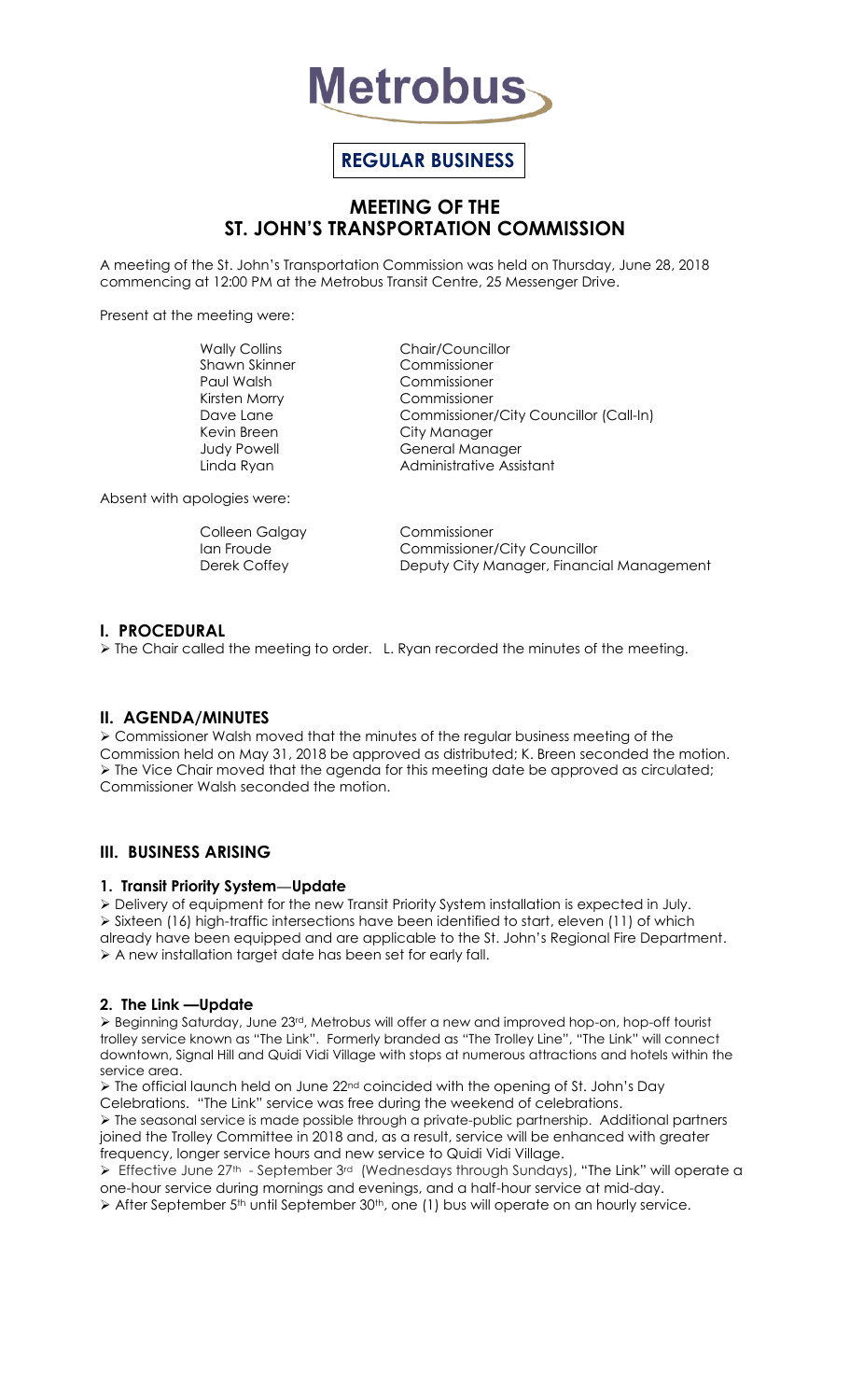# Metrobus

**REGULAR BUSINESS**

## MEETING OF THE ST. JOHN'S TRANSPORTATION COMMISSION

A meeting of the St. John's Transportation Commission was held on Thursday, June 28, 2018 commencing at 12:00 PM at the Metrobus Transit Centre, 25 Messenger Drive.

Present at the meeting were:

| | |
|---|---|
| Wally Collins | Chair/Councillor |
| Shawn Skinner | Commissioner |
| Paul Walsh | Commissioner |
| Kirsten Morry | Commissioner |
| Dave Lane | Commissioner/City Councillor (Call-In) |
| Kevin Breen | City Manager |
| Judy Powell | General Manager |
| Linda Ryan | Administrative Assistant |

Absent with apologies were:

| | |
|---|---|
| Colleen Galgay | Commissioner |
| Ian Froude | Commissioner/City Councillor |
| Derek Coffey | Deputy City Manager, Financial Management |

### I. PROCEDURAL

- The Chair called the meeting to order. L. Ryan recorded the minutes of the meeting.

### II. AGENDA/MINUTES

- Commissioner Walsh moved that the minutes of the regular business meeting of the Commission held on May 31, 2018 be approved as distributed; K. Breen seconded the motion.
- The Vice Chair moved that the agenda for this meeting date be approved as circulated; Commissioner Walsh seconded the motion.

### III. BUSINESS ARISING

#### 1. Transit Priority System—Update

- Delivery of equipment for the new Transit Priority System installation is expected in July.
- Sixteen (16) high-traffic intersections have been identified to start, eleven (11) of which already have been equipped and are applicable to the St. John's Regional Fire Department.
- A new installation target date has been set for early fall.

#### 2. The Link —Update

- Beginning Saturday, June 23rd, Metrobus will offer a new and improved hop-on, hop-off tourist trolley service known as "The Link". Formerly branded as "The Trolley Line", "The Link" will connect downtown, Signal Hill and Quidi Vidi Village with stops at numerous attractions and hotels within the service area.
- The official launch held on June 22nd coincided with the opening of St. John's Day Celebrations. "The Link" service was free during the weekend of celebrations.
- The seasonal service is made possible through a private-public partnership. Additional partners joined the Trolley Committee in 2018 and, as a result, service will be enhanced with greater frequency, longer service hours and new service to Quidi Vidi Village.
- Effective June 27th - September 3rd (Wednesdays through Sundays), "The Link" will operate a one-hour service during mornings and evenings, and a half-hour service at mid-day.
- After September 5th until September 30th, one (1) bus will operate on an hourly service.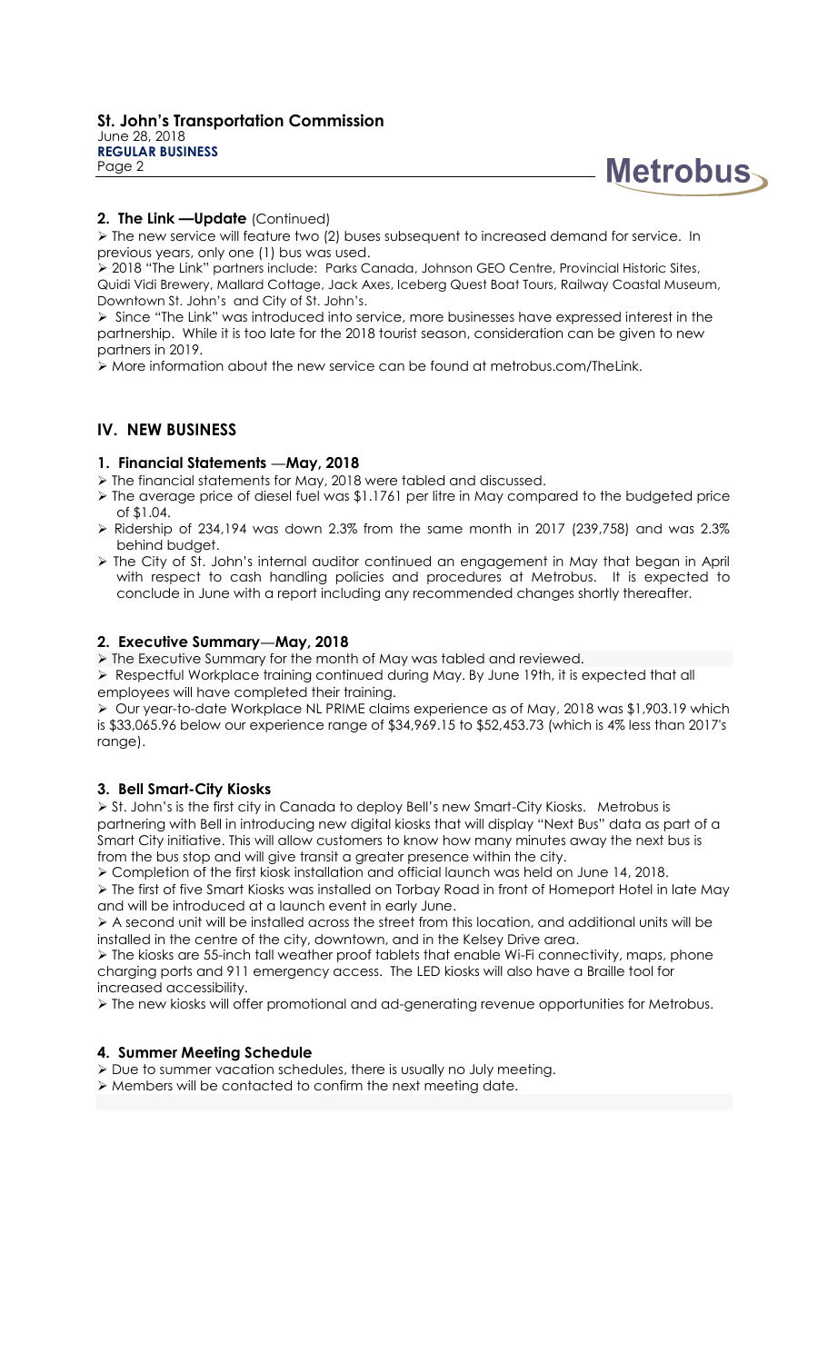### 2. The Link —Update (Continued)

- The new service will feature two (2) buses subsequent to increased demand for service. In previous years, only one (1) bus was used.
- 2018 "The Link" partners include: Parks Canada, Johnson GEO Centre, Provincial Historic Sites, Quidi Vidi Brewery, Mallard Cottage, Jack Axes, Iceberg Quest Boat Tours, Railway Coastal Museum, Downtown St. John's and City of St. John's.
- Since "The Link" was introduced into service, more businesses have expressed interest in the partnership. While it is too late for the 2018 tourist season, consideration can be given to new partners in 2019.
- More information about the new service can be found at metrobus.com/TheLink.

## IV. NEW BUSINESS

### 1. Financial Statements —May, 2018

- The financial statements for May, 2018 were tabled and discussed.
- The average price of diesel fuel was $1.1761 per litre in May compared to the budgeted price of $1.04.
- Ridership of 234,194 was down 2.3% from the same month in 2017 (239,758) and was 2.3% behind budget.
- The City of St. John's internal auditor continued an engagement in May that began in April with respect to cash handling policies and procedures at Metrobus. It is expected to conclude in June with a report including any recommended changes shortly thereafter.

### 2. Executive Summary—May, 2018

- The Executive Summary for the month of May was tabled and reviewed.
- Respectful Workplace training continued during May. By June 19th, it is expected that all employees will have completed their training.
- Our year-to-date Workplace NL PRIME claims experience as of May, 2018 was $1,903.19 which is $33,065.96 below our experience range of $34,969.15 to $52,453.73 (which is 4% less than 2017's range).

### 3. Bell Smart-City Kiosks

- St. John's is the first city in Canada to deploy Bell's new Smart-City Kiosks. Metrobus is partnering with Bell in introducing new digital kiosks that will display "Next Bus" data as part of a Smart City initiative. This will allow customers to know how many minutes away the next bus is from the bus stop and will give transit a greater presence within the city.
- Completion of the first kiosk installation and official launch was held on June 14, 2018.
- The first of five Smart Kiosks was installed on Torbay Road in front of Homeport Hotel in late May and will be introduced at a launch event in early June.
- A second unit will be installed across the street from this location, and additional units will be installed in the centre of the city, downtown, and in the Kelsey Drive area.
- The kiosks are 55-inch tall weather proof tablets that enable Wi-Fi connectivity, maps, phone charging ports and 911 emergency access. The LED kiosks will also have a Braille tool for increased accessibility.
- The new kiosks will offer promotional and ad-generating revenue opportunities for Metrobus.

### 4. Summer Meeting Schedule

- Due to summer vacation schedules, there is usually no July meeting.
- Members will be contacted to confirm the next meeting date.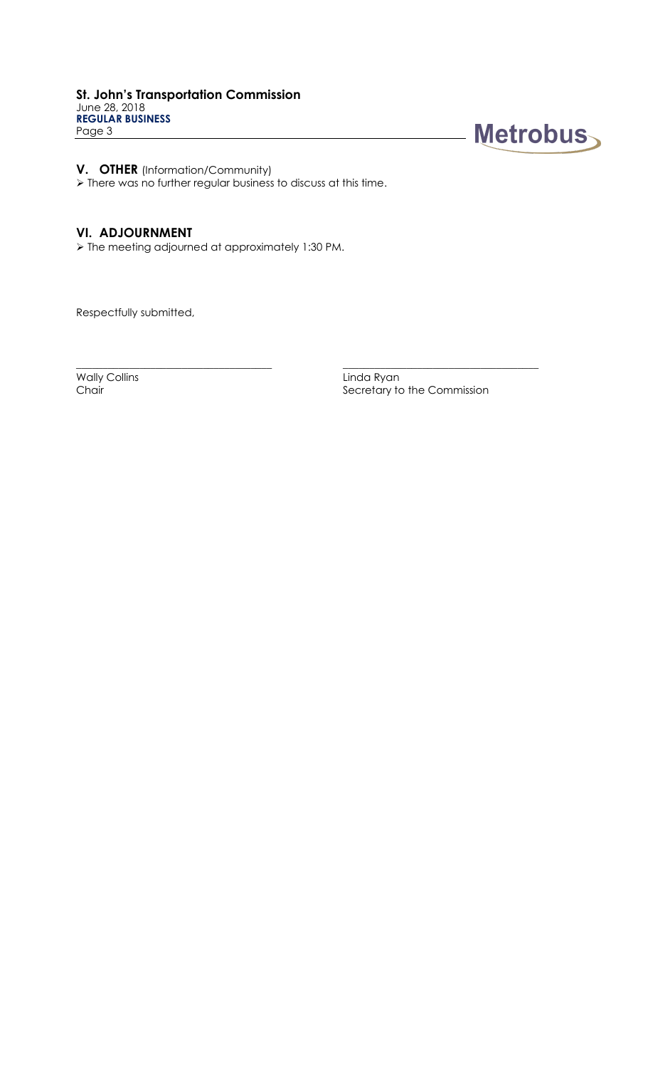## V. OTHER (Information/Community)

- There was no further regular business to discuss at this time.

## VI. ADJOURNMENT

- The meeting adjourned at approximately 1:30 PM.

Respectfully submitted,

| | |
|---|---|
| ______________________________ | ______________________________ |
| Wally Collins | Linda Ryan |
| Chair | Secretary to the Commission |